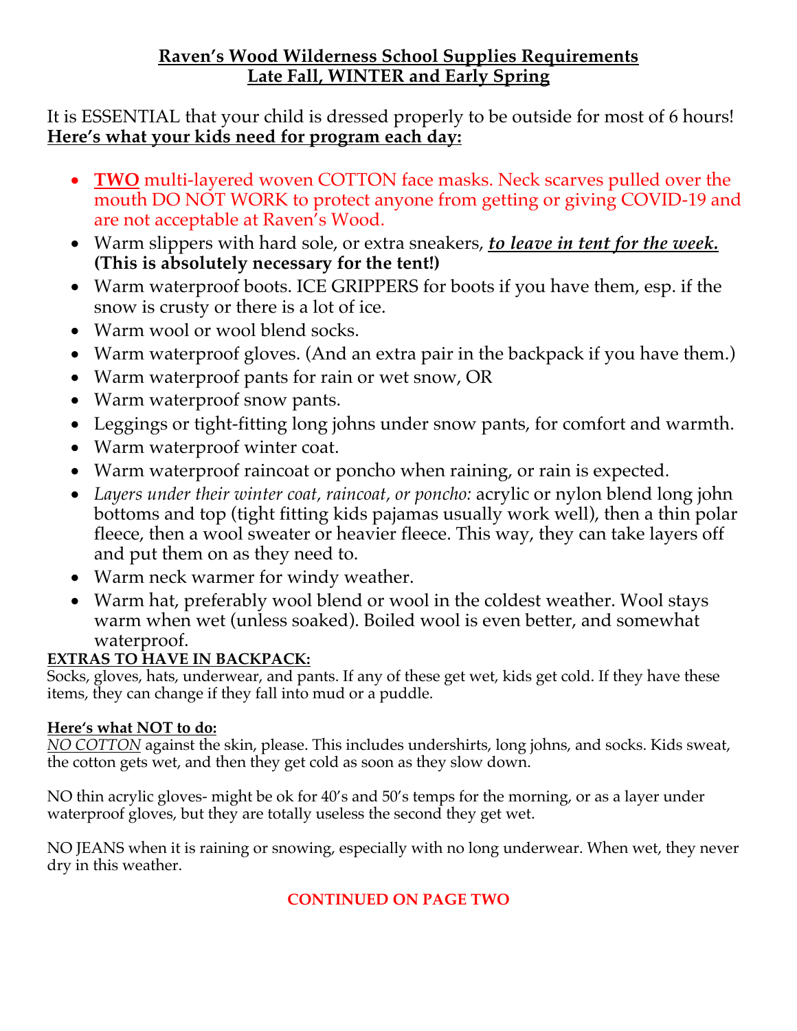**Raven's Wood Wilderness School Supplies Requirements**
**Late Fall, WINTER and Early Spring**

It is ESSENTIAL that your child is dressed properly to be outside for most of 6 hours!
**Here's what your kids need for program each day:**

- **TWO** multi-layered woven COTTON face masks. Neck scarves pulled over the mouth DO NOT WORK to protect anyone from getting or giving COVID-19 and are not acceptable at Raven's Wood.
- Warm slippers with hard sole, or extra sneakers, ***to leave in tent for the week.*** **(This is absolutely necessary for the tent!)**
- Warm waterproof boots. ICE GRIPPERS for boots if you have them, esp. if the snow is crusty or there is a lot of ice.
- Warm wool or wool blend socks.
- Warm waterproof gloves. (And an extra pair in the backpack if you have them.)
- Warm waterproof pants for rain or wet snow, OR
- Warm waterproof snow pants.
- Leggings or tight-fitting long johns under snow pants, for comfort and warmth.
- Warm waterproof winter coat.
- Warm waterproof raincoat or poncho when raining, or rain is expected.
- *Layers under their winter coat, raincoat, or poncho:* acrylic or nylon blend long john bottoms and top (tight fitting kids pajamas usually work well), then a thin polar fleece, then a wool sweater or heavier fleece. This way, they can take layers off and put them on as they need to.
- Warm neck warmer for windy weather.
- Warm hat, preferably wool blend or wool in the coldest weather. Wool stays warm when wet (unless soaked). Boiled wool is even better, and somewhat waterproof.

**EXTRAS TO HAVE IN BACKPACK:**
Socks, gloves, hats, underwear, and pants. If any of these get wet, kids get cold. If they have these items, they can change if they fall into mud or a puddle.

**Here's what NOT to do:**
*NO COTTON* against the skin, please. This includes undershirts, long johns, and socks. Kids sweat, the cotton gets wet, and then they get cold as soon as they slow down.

NO thin acrylic gloves- might be ok for 40's and 50's temps for the morning, or as a layer under waterproof gloves, but they are totally useless the second they get wet.

NO JEANS when it is raining or snowing, especially with no long underwear. When wet, they never dry in this weather.

**CONTINUED ON PAGE TWO**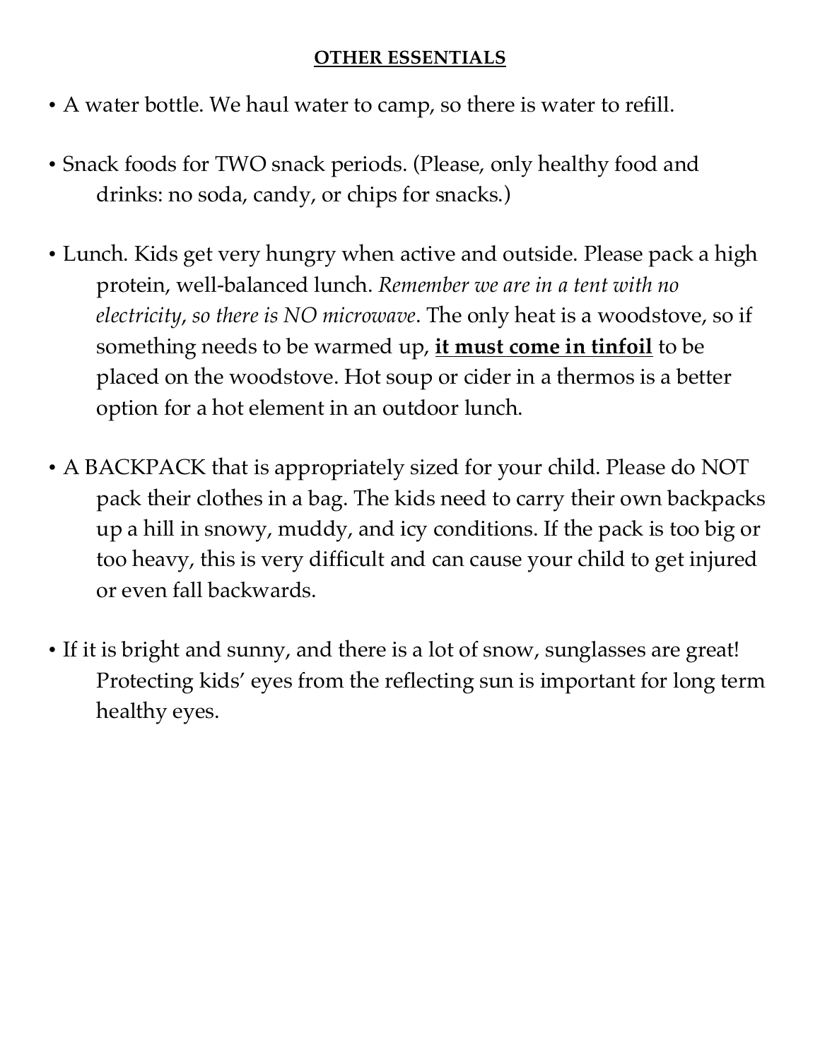## **OTHER ESSENTIALS**

- A water bottle. We haul water to camp, so there is water to refill.
- Snack foods for TWO snack periods. (Please, only healthy food and drinks: no soda, candy, or chips for snacks.)
- Lunch. Kids get very hungry when active and outside. Please pack a high protein, well-balanced lunch. *Remember we are in a tent with no electricity, so there is NO microwave*. The only heat is a woodstove, so if something needs to be warmed up, **it must come in tinfoil** to be placed on the woodstove. Hot soup or cider in a thermos is a better option for a hot element in an outdoor lunch.
- A BACKPACK that is appropriately sized for your child. Please do NOT pack their clothes in a bag. The kids need to carry their own backpacks up a hill in snowy, muddy, and icy conditions. If the pack is too big or too heavy, this is very difficult and can cause your child to get injured or even fall backwards.
- If it is bright and sunny, and there is a lot of snow, sunglasses are great! Protecting kids' eyes from the reflecting sun is important for long term healthy eyes.